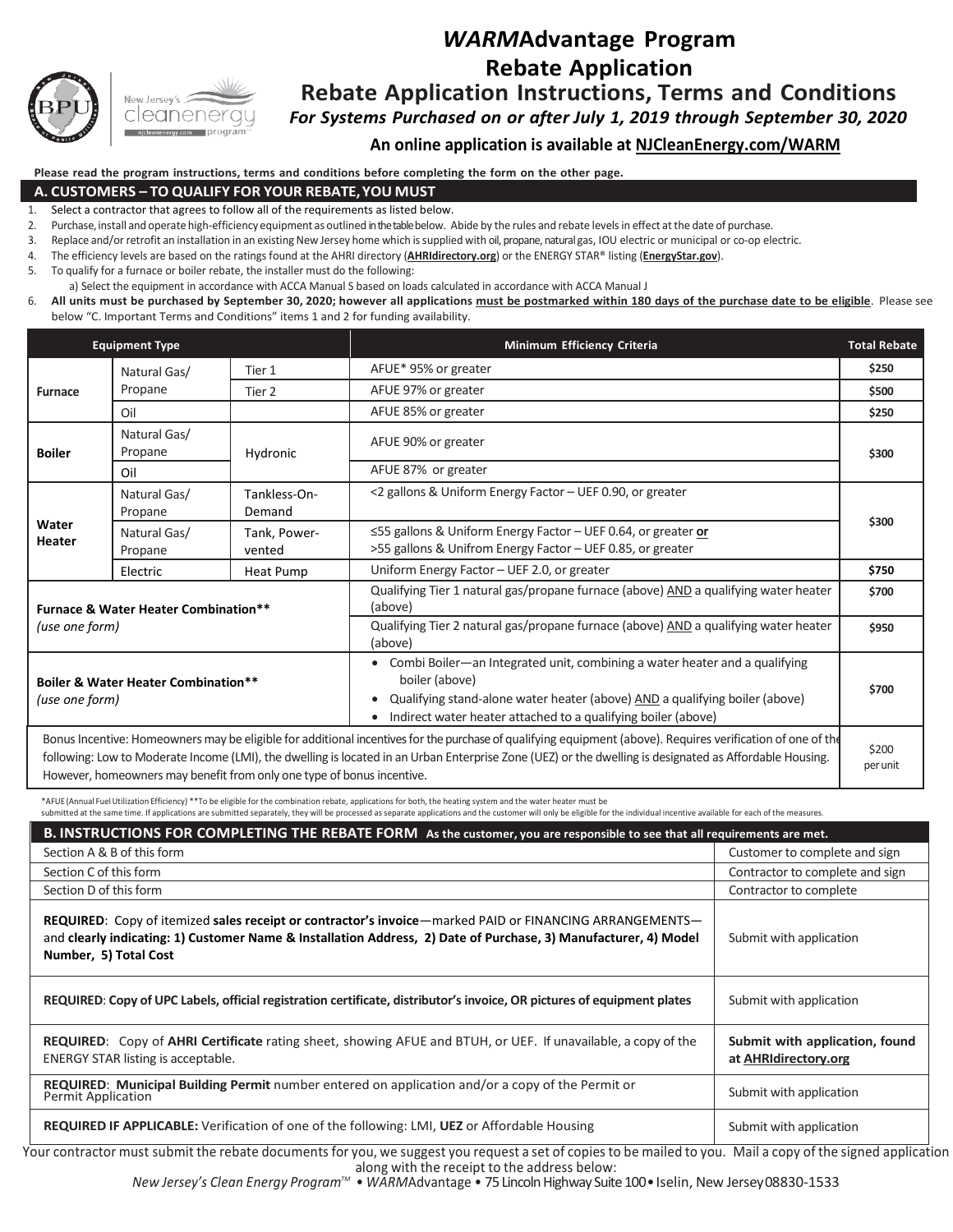# *WARM*Advantage Program
# Rebate Application
## Rebate Application Instructions, Terms and Conditions
### *For Systems Purchased on or after July 1, 2019 through September 30, 2020*

**An online application is available at NJCleanEnergy.com/WARM**

**Please read the program instructions, terms and conditions before completing the form on the other page.**

## A. CUSTOMERS – TO QUALIFY FOR YOUR REBATE, YOU MUST

1. Select a contractor that agrees to follow all of the requirements as listed below.
2. Purchase, install and operate high-efficiency equipment as outlined in the table below. Abide by the rules and rebate levels in effect at the date of purchase.
3. Replace and/or retrofit an installation in an existing New Jersey home which is supplied with oil, propane, natural gas, IOU electric or municipal or co-op electric.
4. The efficiency levels are based on the ratings found at the AHRI directory (**AHRIdirectory.org**) or the ENERGY STAR® listing (**EnergyStar.gov**).
5. To qualify for a furnace or boiler rebate, the installer must do the following:
   a) Select the equipment in accordance with ACCA Manual S based on loads calculated in accordance with ACCA Manual J
6. **All units must be purchased by September 30, 2020; however all applications must be postmarked within 180 days of the purchase date to be eligible**. Please see below "C. Important Terms and Conditions" items 1 and 2 for funding availability.

| Equipment Type | | | Minimum Efficiency Criteria | Total Rebate |
|---|---|---|---|---|
| **Furnace** | Natural Gas/ Propane | Tier 1 | AFUE* 95% or greater | **$250** |
| | | Tier 2 | AFUE 97% or greater | **$500** |
| | Oil | | AFUE 85% or greater | **$250** |
| **Boiler** | Natural Gas/ Propane | Hydronic | AFUE 90% or greater | **$300** |
| | Oil | | AFUE 87% or greater | |
| **Water Heater** | Natural Gas/ Propane | Tankless-On-Demand | <2 gallons & Uniform Energy Factor – UEF 0.90, or greater | **$300** |
| | Natural Gas/ Propane | Tank, Power-vented | ≤55 gallons & Uniform Energy Factor – UEF 0.64, or greater **or** >55 gallons & Unifrom Energy Factor – UEF 0.85, or greater | |
| | Electric | Heat Pump | Uniform Energy Factor – UEF 2.0, or greater | **$750** |
| **Furnace & Water Heater Combination**** *(use one form)* | | | Qualifying Tier 1 natural gas/propane furnace (above) AND a qualifying water heater (above) | **$700** |
| | | | Qualifying Tier 2 natural gas/propane furnace (above) AND a qualifying water heater (above) | **$950** |
| **Boiler & Water Heater Combination**** *(use one form)* | | | • Combi Boiler—an Integrated unit, combining a water heater and a qualifying boiler (above) • Qualifying stand-alone water heater (above) AND a qualifying boiler (above) • Indirect water heater attached to a qualifying boiler (above) | **$700** |
| Bonus Incentive: Homeowners may be eligible for additional incentives for the purchase of qualifying equipment (above). Requires verification of one of the following: Low to Moderate Income (LMI), the dwelling is located in an Urban Enterprise Zone (UEZ) or the dwelling is designated as Affordable Housing. However, homeowners may benefit from only one type of bonus incentive. | | | | $200 per unit |

*AFUE (Annual Fuel Utilization Efficiency) **To be eligible for the combination rebate, applications for both, the heating system and the water heater must be submitted at the same time. If applications are submitted separately, they will be processed as separate applications and the customer will only be eligible for the individual incentive available for each of the measures.

## B. INSTRUCTIONS FOR COMPLETING THE REBATE FORM

**As the customer, you are responsible to see that all requirements are met.**

| | |
|---|---|
| Section A & B of this form | Customer to complete and sign |
| Section C of this form | Contractor to complete and sign |
| Section D of this form | Contractor to complete |
| **REQUIRED**: Copy of itemized **sales receipt or contractor's invoice**—marked PAID or FINANCING ARRANGEMENTS—and **clearly indicating: 1) Customer Name & Installation Address, 2) Date of Purchase, 3) Manufacturer, 4) Model Number, 5) Total Cost** | Submit with application |
| **REQUIRED**: **Copy of UPC Labels, official registration certificate, distributor's invoice, OR pictures of equipment plates** | Submit with application |
| **REQUIRED**: Copy of **AHRI Certificate** rating sheet, showing AFUE and BTUH, or UEF. If unavailable, a copy of the ENERGY STAR listing is acceptable. | **Submit with application, found at AHRIdirectory.org** |
| **REQUIRED**: **Municipal Building Permit** number entered on application and/or a copy of the Permit or Permit Application | Submit with application |
| **REQUIRED IF APPLICABLE:** Verification of one of the following: LMI, **UEZ** or Affordable Housing | Submit with application |

Your contractor must submit the rebate documents for you, we suggest you request a set of copies to be mailed to you. Mail a copy of the signed application along with the receipt to the address below:

*New Jersey's Clean Energy Program™* • *WARM*Advantage • 75 Lincoln Highway Suite 100 • Iselin, New Jersey 08830-1533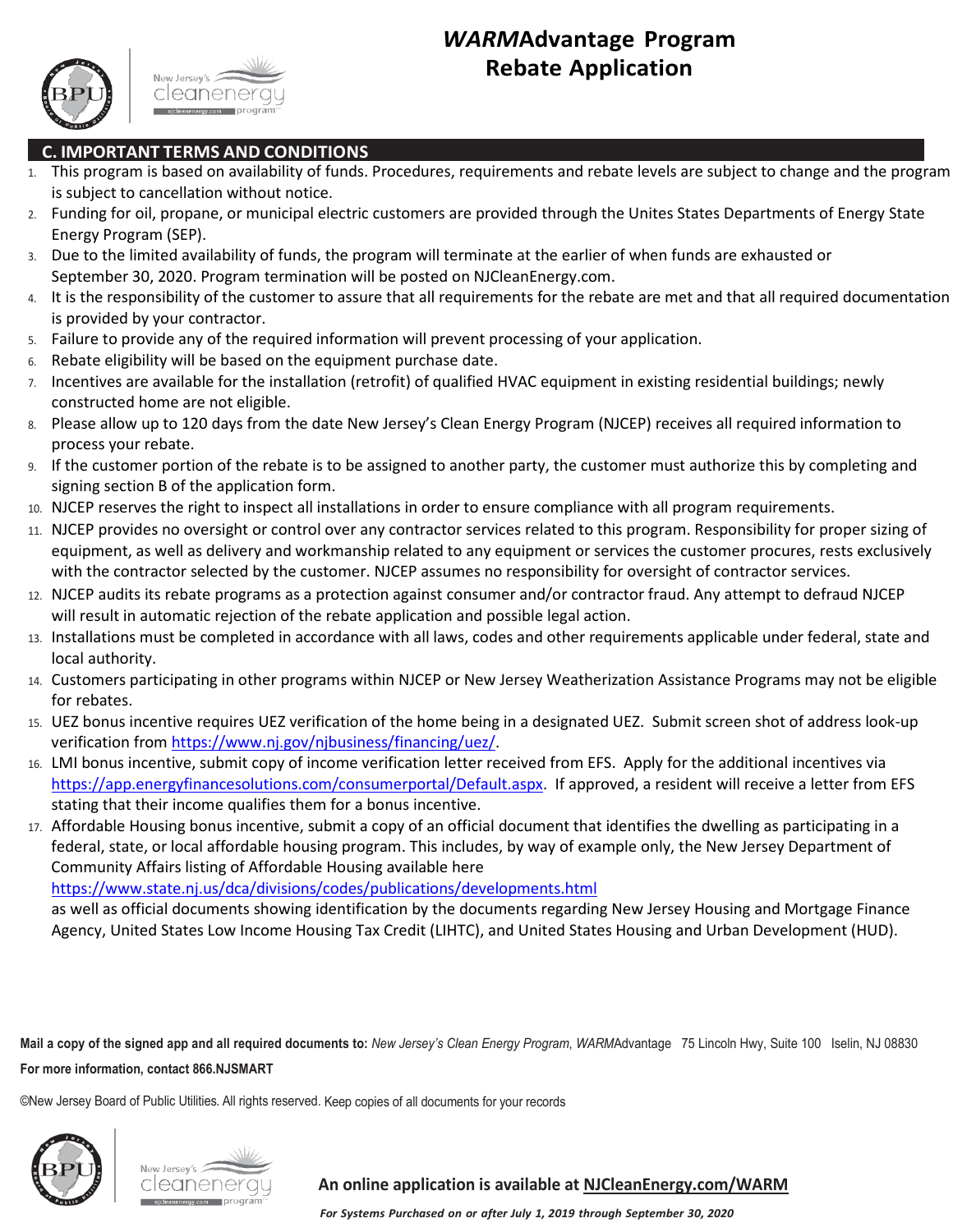# *WARM*Advantage Program Rebate Application

## C. IMPORTANT TERMS AND CONDITIONS

1. This program is based on availability of funds. Procedures, requirements and rebate levels are subject to change and the program is subject to cancellation without notice.
2. Funding for oil, propane, or municipal electric customers are provided through the Unites States Departments of Energy State Energy Program (SEP).
3. Due to the limited availability of funds, the program will terminate at the earlier of when funds are exhausted or September 30, 2020. Program termination will be posted on NJCleanEnergy.com.
4. It is the responsibility of the customer to assure that all requirements for the rebate are met and that all required documentation is provided by your contractor.
5. Failure to provide any of the required information will prevent processing of your application.
6. Rebate eligibility will be based on the equipment purchase date.
7. Incentives are available for the installation (retrofit) of qualified HVAC equipment in existing residential buildings; newly constructed home are not eligible.
8. Please allow up to 120 days from the date New Jersey's Clean Energy Program (NJCEP) receives all required information to process your rebate.
9. If the customer portion of the rebate is to be assigned to another party, the customer must authorize this by completing and signing section B of the application form.
10. NJCEP reserves the right to inspect all installations in order to ensure compliance with all program requirements.
11. NJCEP provides no oversight or control over any contractor services related to this program. Responsibility for proper sizing of equipment, as well as delivery and workmanship related to any equipment or services the customer procures, rests exclusively with the contractor selected by the customer. NJCEP assumes no responsibility for oversight of contractor services.
12. NJCEP audits its rebate programs as a protection against consumer and/or contractor fraud. Any attempt to defraud NJCEP will result in automatic rejection of the rebate application and possible legal action.
13. Installations must be completed in accordance with all laws, codes and other requirements applicable under federal, state and local authority.
14. Customers participating in other programs within NJCEP or New Jersey Weatherization Assistance Programs may not be eligible for rebates.
15. UEZ bonus incentive requires UEZ verification of the home being in a designated UEZ. Submit screen shot of address look-up verification from https://www.nj.gov/njbusiness/financing/uez/.
16. LMI bonus incentive, submit copy of income verification letter received from EFS. Apply for the additional incentives via https://app.energyfinancesolutions.com/consumerportal/Default.aspx. If approved, a resident will receive a letter from EFS stating that their income qualifies them for a bonus incentive.
17. Affordable Housing bonus incentive, submit a copy of an official document that identifies the dwelling as participating in a federal, state, or local affordable housing program. This includes, by way of example only, the New Jersey Department of Community Affairs listing of Affordable Housing available here https://www.state.nj.us/dca/divisions/codes/publications/developments.html as well as official documents showing identification by the documents regarding New Jersey Housing and Mortgage Finance Agency, United States Low Income Housing Tax Credit (LIHTC), and United States Housing and Urban Development (HUD).

**Mail a copy of the signed app and all required documents to:** *New Jersey's Clean Energy Program*, *WARM*Advantage 75 Lincoln Hwy, Suite 100 Iselin, NJ 08830

**For more information, contact 866.NJSMART**

©New Jersey Board of Public Utilities. All rights reserved. Keep copies of all documents for your records

**An online application is available at NJCleanEnergy.com/WARM**

***For Systems Purchased on or after July 1, 2019 through September 30, 2020***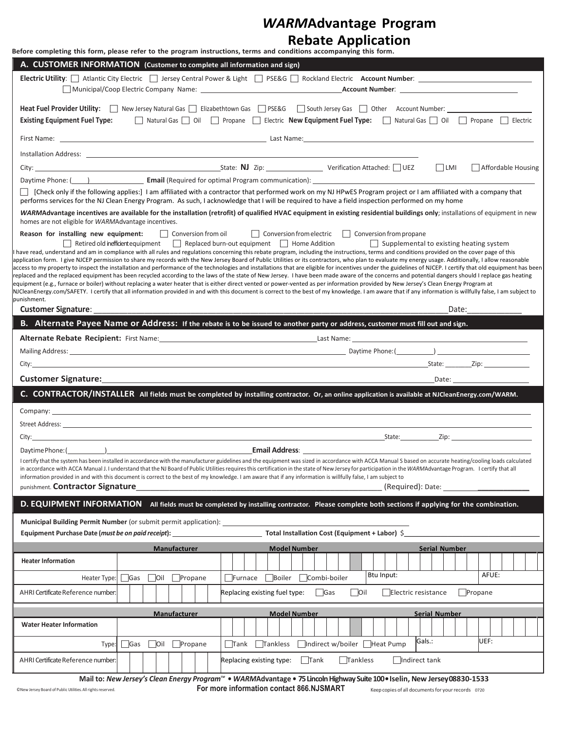# *WARM*Advantage Program Rebate Application

**Before completing this form, please refer to the program instructions, terms and conditions accompanying this form.**

## A. CUSTOMER INFORMATION (Customer to complete all information and sign)

**Electric Utility**: ☐ Atlantic City Electric ☐ Jersey Central Power & Light ☐ PSE&G ☐ Rockland Electric **Account Number**: \_\_\_\_\_\_\_\_\_\_

☐ Municipal/Coop Electric Company Name: \_\_\_\_\_\_\_\_\_\_ **Account Number**: \_\_\_\_\_\_\_\_\_\_

**Heat Fuel Provider Utility:** ☐ New Jersey Natural Gas ☐ Elizabethtown Gas ☐ PSE&G ☐ South Jersey Gas ☐ Other Account Number: \_\_\_\_\_\_\_\_\_\_

**Existing Equipment Fuel Type:** ☐ Natural Gas ☐ Oil ☐ Propane ☐ Electric **New Equipment Fuel Type:** ☐ Natural Gas ☐ Oil ☐ Propane ☐ Electric

First Name: \_\_\_\_\_\_\_\_\_\_ Last Name: \_\_\_\_\_\_\_\_\_\_

Installation Address: \_\_\_\_\_\_\_\_\_\_

City: \_\_\_\_\_\_\_\_\_\_ State: **NJ** Zip: \_\_\_\_\_\_\_\_\_\_ Verification Attached: ☐ UEZ ☐ LMI ☐ Affordable Housing

Daytime Phone: (\_\_\_\_) \_\_\_\_\_\_\_\_\_\_ **Email** (Required for optimal Program communication): \_\_\_\_\_\_\_\_\_\_

☐ [Check only if the following applies:] I am affiliated with a contractor that performed work on my NJ HPwES Program project or I am affiliated with a company that performs services for the NJ Clean Energy Program. As such, I acknowledge that I will be required to have a field inspection performed on my home

***WARM*Advantage incentives are available for the installation (retrofit) of qualified HVAC equipment in existing residential buildings only**; installations of equipment in new homes are not eligible for *WARM*Advantage incentives.

**Reason for installing new equipment:** ☐ Conversion from oil ☐ Conversion from electric ☐ Conversion from propane ☐ Retired old inefficient equipment ☐ Replaced burn-out equipment ☐ Home Addition ☐ Supplemental to existing heating system

I have read, understand and am in compliance with all rules and regulations concerning this rebate program, including the instructions, terms and conditions provided on the cover page of this application form. I give NJCEP permission to share my records with the New Jersey Board of Public Utilities or its contractors, who plan to evaluate my energy usage. Additionally, I allow reasonable access to my property to inspect the installation and performance of the technologies and installations that are eligible for incentives under the guidelines of NJCEP. I certify that old equipment has been replaced and the replaced equipment has been recycled according to the laws of the state of New Jersey. I have been made aware of the concerns and potential dangers should I replace gas heating equipment (e.g., furnace or boiler) without replacing a water heater that is either direct vented or power-vented as per information provided by New Jersey's Clean Energy Program at NJCleanEnergy.com/SAFETY. I certify that all information provided in and with this document is correct to the best of my knowledge. I am aware that if any information is willfully false, I am subject to punishment.

**Customer Signature**: \_\_\_\_\_\_\_\_\_\_ Date: \_\_\_\_\_\_\_\_\_\_

## B. Alternate Payee Name or Address: If the rebate is to be issued to another party or address, customer must fill out and sign.

**Alternate Rebate Recipient:** First Name: \_\_\_\_\_\_\_\_\_\_ Last Name: \_\_\_\_\_\_\_\_\_\_

Mailing Address: \_\_\_\_\_\_\_\_\_\_ Daytime Phone: (\_\_\_\_) \_\_\_\_\_\_\_\_\_\_

City: \_\_\_\_\_\_\_\_\_\_ State: \_\_\_\_ Zip: \_\_\_\_\_\_\_\_\_\_

**Customer Signature:** \_\_\_\_\_\_\_\_\_\_ Date: \_\_\_\_\_\_\_\_\_\_

## C. CONTRACTOR/INSTALLER All fields must be completed by installing contractor. Or, an online application is available at NJCleanEnergy.com/WARM.

Company: \_\_\_\_\_\_\_\_\_\_

Street Address: \_\_\_\_\_\_\_\_\_\_

City: \_\_\_\_\_\_\_\_\_\_ State: \_\_\_\_ Zip: \_\_\_\_\_\_\_\_\_\_

Daytime Phone: (\_\_\_\_) \_\_\_\_\_\_\_\_\_\_ **Email Address**: \_\_\_\_\_\_\_\_\_\_

I certify that the system has been installed in accordance with the manufacturer guidelines and the equipment was sized in accordance with ACCA Manual S based on accurate heating/cooling loads calculated in accordance with ACCA Manual J. I understand that the NJ Board of Public Utilities requires this certification in the state of New Jersey for participation in the *WARM*Advantage Program. I certify that all information provided in and with this document is correct to the best of my knowledge. I am aware that if any information is willfully false, I am subject to punishment. **Contractor Signature** \_\_\_\_\_\_\_\_\_\_ (Required): Date: \_\_\_\_\_\_\_\_\_\_

## D. EQUIPMENT INFORMATION All fields must be completed by installing contractor. Please complete both sections if applying for the combination.

**Municipal Building Permit Number** (or submit permit application): \_\_\_\_\_\_\_\_\_\_

**Equipment Purchase Date (*must be on paid receipt*):** \_\_\_\_\_\_\_\_\_\_ **Total Installation Cost (Equipment + Labor)** $\_\_\_\_\_\_\_\_\_\_

| | Manufacturer | Model Number | Serial Number |
|---|---|---|---|
| **Heater Information** | | | |
| Heater Type: | ☐ Gas ☐ Oil ☐ Propane | ☐ Furnace ☐ Boiler ☐ Combi-boiler | Btu Input: AFUE: |
| AHRI Certificate Reference number: | | Replacing existing fuel type: ☐ Gas ☐ Oil | ☐ Electric resistance ☐ Propane |

| | Manufacturer | Model Number | Serial Number |
|---|---|---|---|
| **Water Heater Information** | | | |
| Type: | ☐ Gas ☐ Oil ☐ Propane | ☐ Tank ☐ Tankless ☐ Indirect w/boiler ☐ Heat Pump | Gals.: UEF: |
| AHRI Certificate Reference number: | | Replacing existing type: ☐ Tank ☐ Tankless | ☐ Indirect tank |

**Mail to: *New Jersey's Clean Energy Program*™ • *WARM*Advantage • 75 Lincoln Highway Suite 100 • Iselin, New Jersey 08830-1533**

**For more information contact 866.NJSMART**

©New Jersey Board of Public Utilities. All rights reserved. Keep copies of all documents for your records 0720